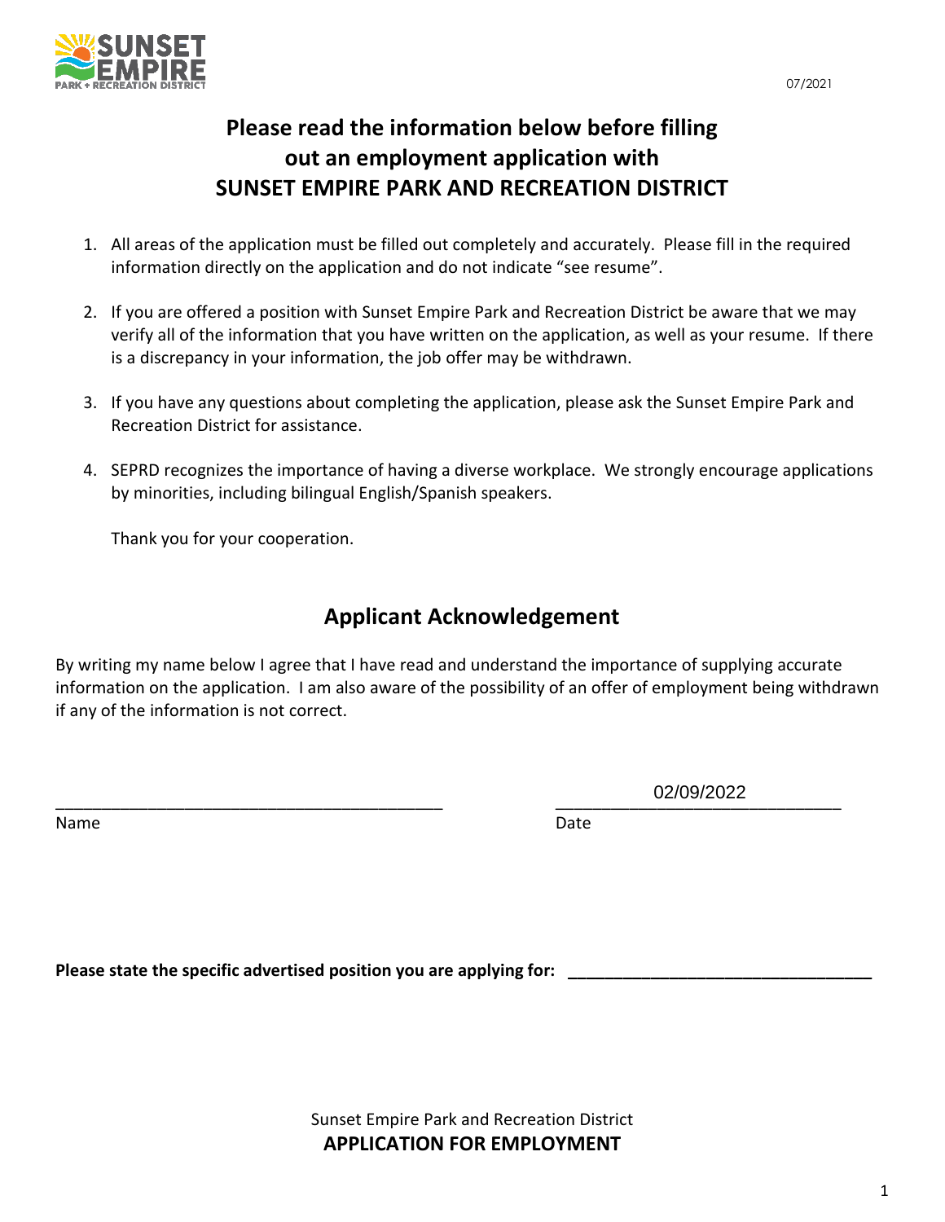SUNSET EMPIRE PARK + RECREATION DISTRICT

07/2021

# Please read the information below before filling out an employment application with SUNSET EMPIRE PARK AND RECREATION DISTRICT

1. All areas of the application must be filled out completely and accurately. Please fill in the required information directly on the application and do not indicate "see resume".

2. If you are offered a position with Sunset Empire Park and Recreation District be aware that we may verify all of the information that you have written on the application, as well as your resume. If there is a discrepancy in your information, the job offer may be withdrawn.

3. If you have any questions about completing the application, please ask the Sunset Empire Park and Recreation District for assistance.

4. SEPRD recognizes the importance of having a diverse workplace. We strongly encourage applications by minorities, including bilingual English/Spanish speakers.

   Thank you for your cooperation.

## Applicant Acknowledgement

By writing my name below I agree that I have read and understand the importance of supplying accurate information on the application. I am also aware of the possibility of an offer of employment being withdrawn if any of the information is not correct.

| ________________________________ | 02/09/2022 |
|---|---|
| Name | Date |

**Please state the specific advertised position you are applying for:** ________________________

Sunset Empire Park and Recreation District

**APPLICATION FOR EMPLOYMENT**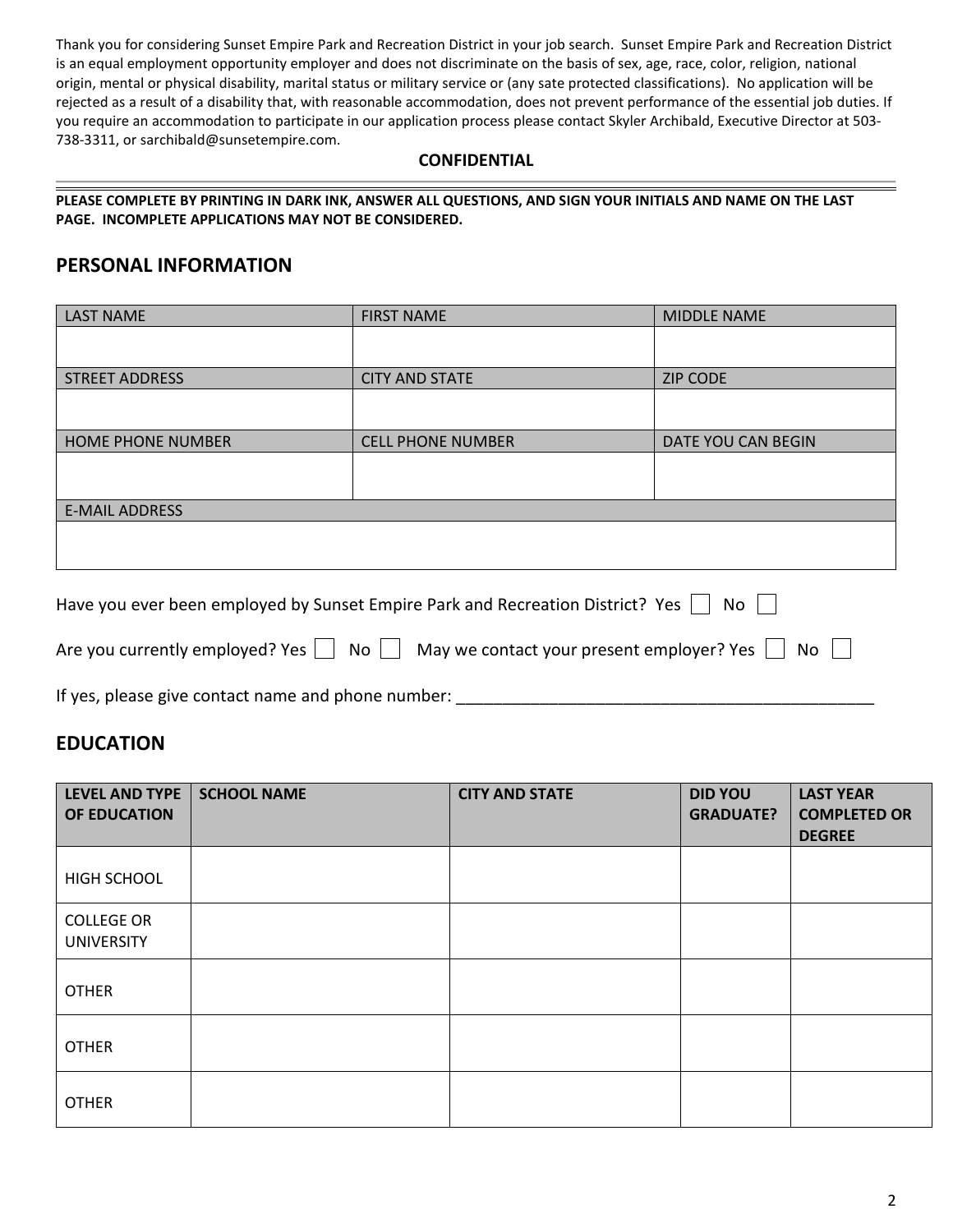Thank you for considering Sunset Empire Park and Recreation District in your job search. Sunset Empire Park and Recreation District is an equal employment opportunity employer and does not discriminate on the basis of sex, age, race, color, religion, national origin, mental or physical disability, marital status or military service or (any sate protected classifications). No application will be rejected as a result of a disability that, with reasonable accommodation, does not prevent performance of the essential job duties. If you require an accommodation to participate in our application process please contact Skyler Archibald, Executive Director at 503-738-3311, or sarchibald@sunsetempire.com.

**CONFIDENTIAL**

---

**PLEASE COMPLETE BY PRINTING IN DARK INK, ANSWER ALL QUESTIONS, AND SIGN YOUR INITIALS AND NAME ON THE LAST PAGE. INCOMPLETE APPLICATIONS MAY NOT BE CONSIDERED.**

## PERSONAL INFORMATION

| LAST NAME | FIRST NAME | MIDDLE NAME |
|---|---|---|
| | | |
| **STREET ADDRESS** | **CITY AND STATE** | **ZIP CODE** |
| | | |
| **HOME PHONE NUMBER** | **CELL PHONE NUMBER** | **DATE YOU CAN BEGIN** |
| | | |
| **E-MAIL ADDRESS** | | |
| | | |

Have you ever been employed by Sunset Empire Park and Recreation District? Yes ☐ No ☐

Are you currently employed? Yes ☐ No ☐ May we contact your present employer? Yes ☐ No ☐

If yes, please give contact name and phone number: ______________________________________________

## EDUCATION

| LEVEL AND TYPE OF EDUCATION | SCHOOL NAME | CITY AND STATE | DID YOU GRADUATE? | LAST YEAR COMPLETED OR DEGREE |
|---|---|---|---|---|
| HIGH SCHOOL | | | | |
| COLLEGE OR UNIVERSITY | | | | |
| OTHER | | | | |
| OTHER | | | | |
| OTHER | | | | |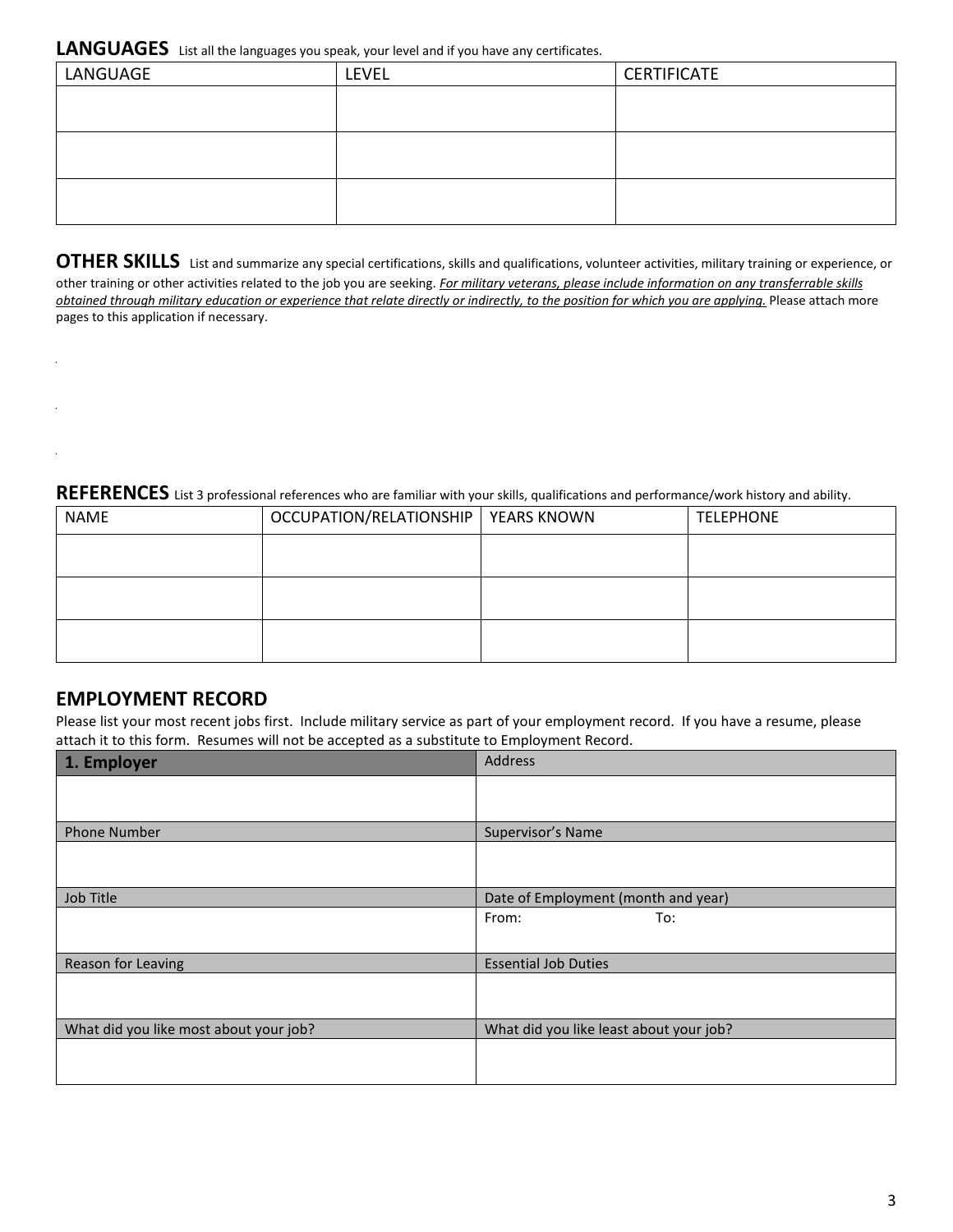## LANGUAGES

List all the languages you speak, your level and if you have any certificates.

| LANGUAGE | LEVEL | CERTIFICATE |
|---|---|---|
| | | |
| | | |
| | | |

## OTHER SKILLS

List and summarize any special certifications, skills and qualifications, volunteer activities, military training or experience, or other training or other activities related to the job you are seeking. _For military veterans, please include information on any transferrable skills obtained through military education or experience that relate directly or indirectly, to the position for which you are applying._ Please attach more pages to this application if necessary.

## REFERENCES

List 3 professional references who are familiar with your skills, qualifications and performance/work history and ability.

| NAME | OCCUPATION/RELATIONSHIP | YEARS KNOWN | TELEPHONE |
|---|---|---|---|
| | | | |
| | | | |
| | | | |

## EMPLOYMENT RECORD

Please list your most recent jobs first. Include military service as part of your employment record. If you have a resume, please attach it to this form. Resumes will not be accepted as a substitute to Employment Record.

| **1. Employer** | Address |
|---|---|
| | |
| Phone Number | Supervisor's Name |
| | |
| Job Title | Date of Employment (month and year) |
| | From: To: |
| Reason for Leaving | Essential Job Duties |
| | |
| What did you like most about your job? | What did you like least about your job? |
| | |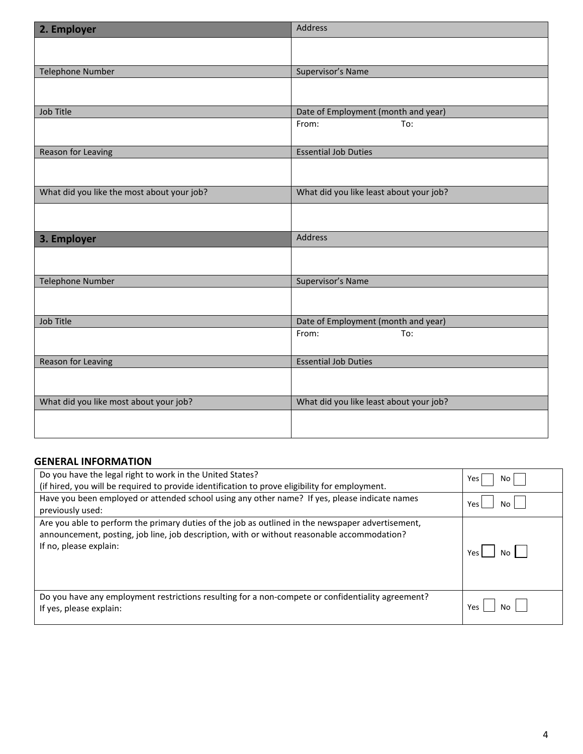| **2. Employer** | Address |
|---|---|
| | |
| Telephone Number | Supervisor's Name |
| | |
| Job Title | Date of Employment (month and year) |
| | From: To: |
| Reason for Leaving | Essential Job Duties |
| | |
| What did you like the most about your job? | What did you like least about your job? |
| | |

| **3. Employer** | Address |
|---|---|
| | |
| Telephone Number | Supervisor's Name |
| | |
| Job Title | Date of Employment (month and year) |
| | From: To: |
| Reason for Leaving | Essential Job Duties |
| | |
| What did you like most about your job? | What did you like least about your job? |
| | |

## GENERAL INFORMATION

| | |
|---|---|
| Do you have the legal right to work in the United States? (if hired, you will be required to provide identification to prove eligibility for employment. | Yes ☐ No ☐ |
| Have you been employed or attended school using any other name? If yes, please indicate names previously used: | Yes ☐ No ☐ |
| Are you able to perform the primary duties of the job as outlined in the newspaper advertisement, announcement, posting, job line, job description, with or without reasonable accommodation? If no, please explain: | Yes ☐ No ☐ |
| Do you have any employment restrictions resulting for a non-compete or confidentiality agreement? If yes, please explain: | Yes ☐ No ☐ |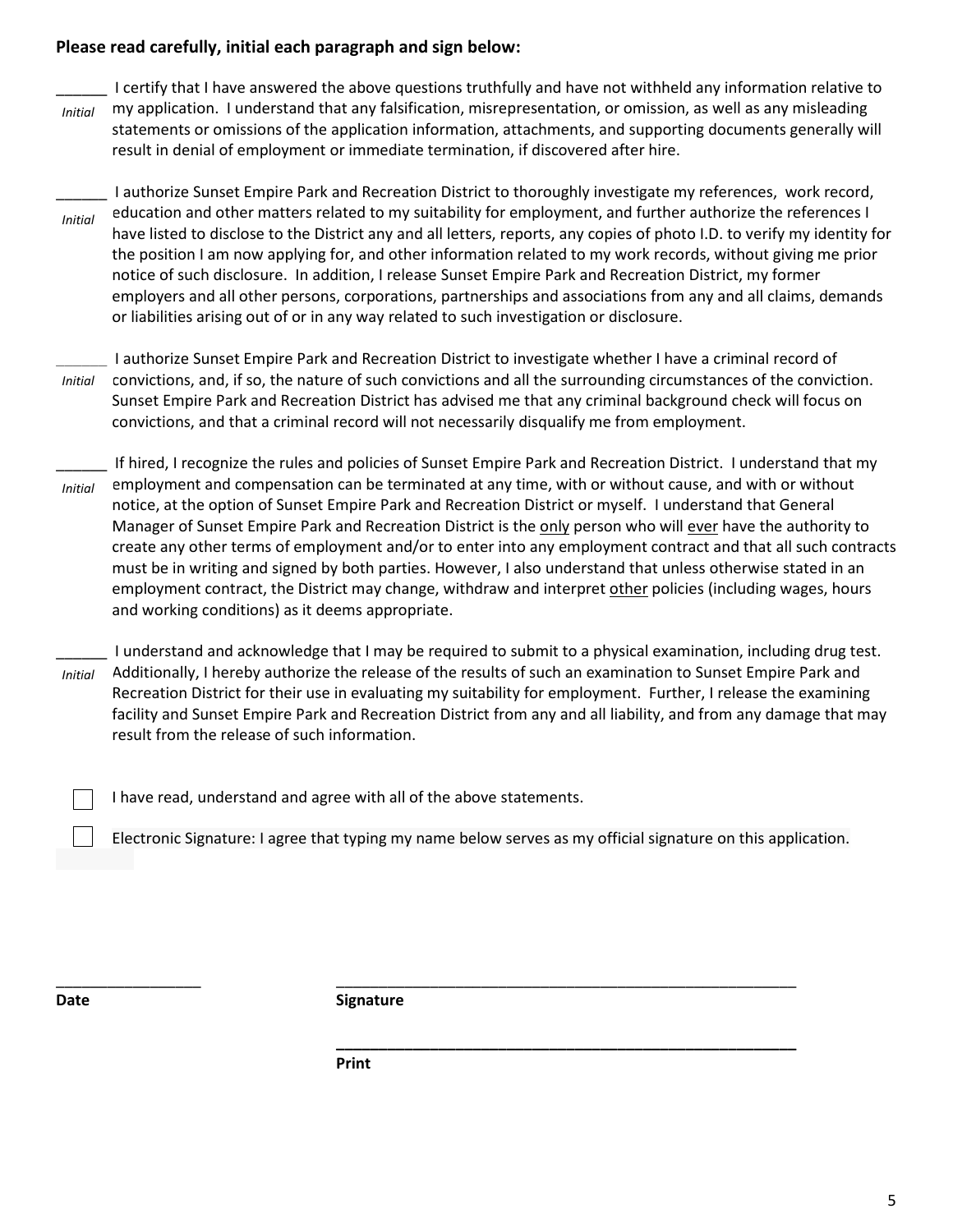**Please read carefully, initial each paragraph and sign below:**

______ I certify that I have answered the above questions truthfully and have not withheld any information relative to *Initial* my application. I understand that any falsification, misrepresentation, or omission, as well as any misleading statements or omissions of the application information, attachments, and supporting documents generally will result in denial of employment or immediate termination, if discovered after hire.

______ I authorize Sunset Empire Park and Recreation District to thoroughly investigate my references, work record, *Initial* education and other matters related to my suitability for employment, and further authorize the references I have listed to disclose to the District any and all letters, reports, any copies of photo I.D. to verify my identity for the position I am now applying for, and other information related to my work records, without giving me prior notice of such disclosure. In addition, I release Sunset Empire Park and Recreation District, my former employers and all other persons, corporations, partnerships and associations from any and all claims, demands or liabilities arising out of or in any way related to such investigation or disclosure.

______ I authorize Sunset Empire Park and Recreation District to investigate whether I have a criminal record of *Initial* convictions, and, if so, the nature of such convictions and all the surrounding circumstances of the conviction. Sunset Empire Park and Recreation District has advised me that any criminal background check will focus on convictions, and that a criminal record will not necessarily disqualify me from employment.

______ If hired, I recognize the rules and policies of Sunset Empire Park and Recreation District. I understand that my *Initial* employment and compensation can be terminated at any time, with or without cause, and with or without notice, at the option of Sunset Empire Park and Recreation District or myself. I understand that General Manager of Sunset Empire Park and Recreation District is the <u>only</u> person who will <u>ever</u> have the authority to create any other terms of employment and/or to enter into any employment contract and that all such contracts must be in writing and signed by both parties. However, I also understand that unless otherwise stated in an employment contract, the District may change, withdraw and interpret <u>other</u> policies (including wages, hours and working conditions) as it deems appropriate.

______ I understand and acknowledge that I may be required to submit to a physical examination, including drug test. *Initial* Additionally, I hereby authorize the release of the results of such an examination to Sunset Empire Park and Recreation District for their use in evaluating my suitability for employment. Further, I release the examining facility and Sunset Empire Park and Recreation District from any and all liability, and from any damage that may result from the release of such information.

☐ I have read, understand and agree with all of the above statements.

☐ Electronic Signature: I agree that typing my name below serves as my official signature on this application.

_________________ &nbsp;&nbsp;&nbsp;&nbsp;&nbsp;&nbsp; _________________________________________________________

**Date** &nbsp;&nbsp;&nbsp;&nbsp;&nbsp;&nbsp;&nbsp;&nbsp;&nbsp;&nbsp;&nbsp;&nbsp;&nbsp;&nbsp;&nbsp;&nbsp;&nbsp;&nbsp;&nbsp;&nbsp;&nbsp;&nbsp; **Signature**

_________________________________________________________

**Print**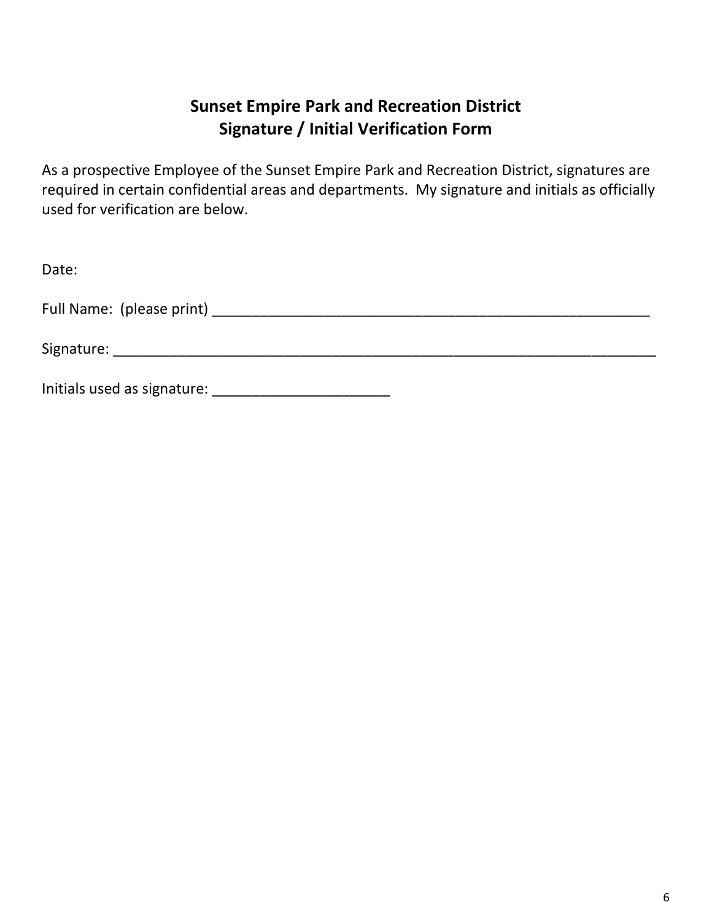## Sunset Empire Park and Recreation District
## Signature / Initial Verification Form

As a prospective Employee of the Sunset Empire Park and Recreation District, signatures are required in certain confidential areas and departments. My signature and initials as officially used for verification are below.

Date:

Full Name: (please print) ________________________________________________________

Signature: ______________________________________________________________________

Initials used as signature: ______________________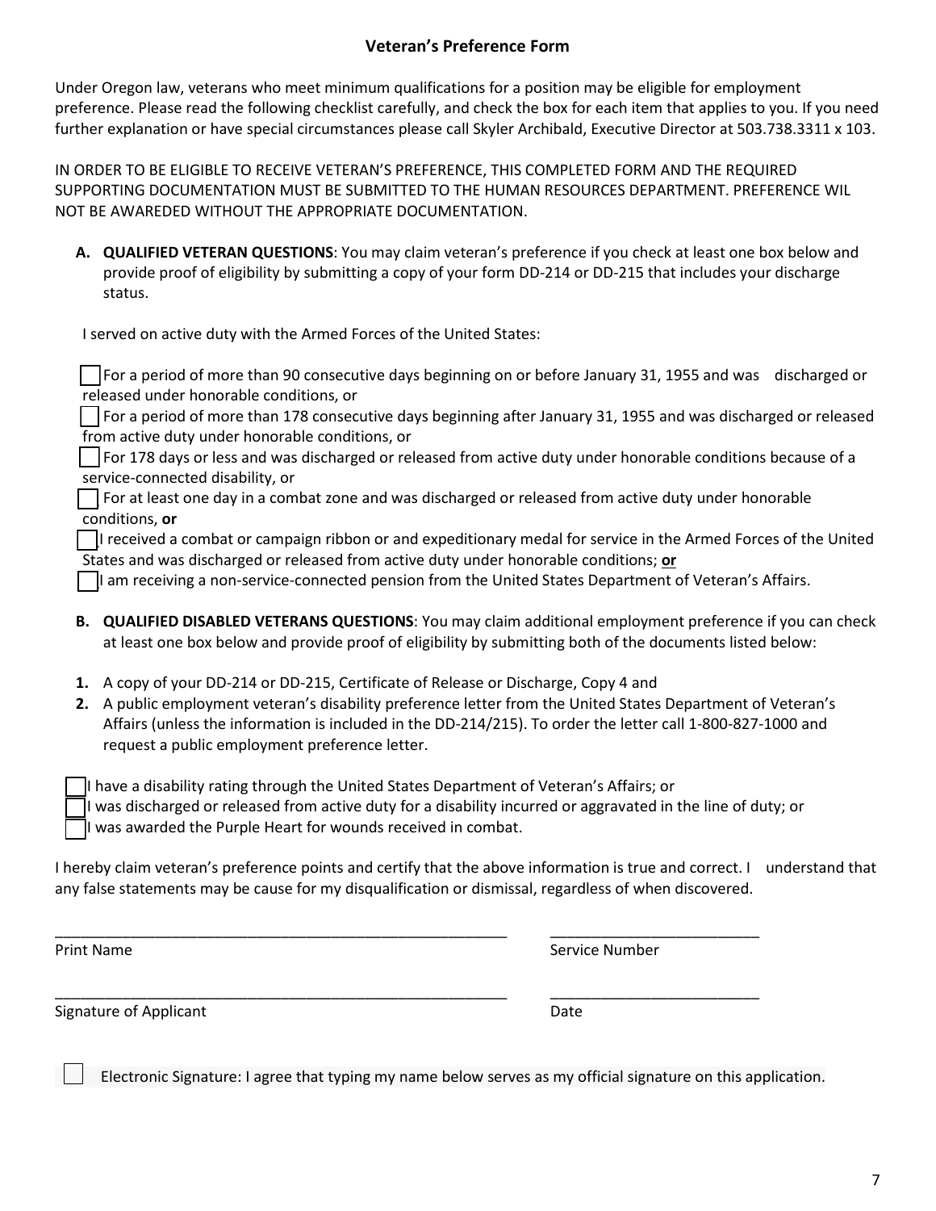## Veteran's Preference Form

Under Oregon law, veterans who meet minimum qualifications for a position may be eligible for employment preference. Please read the following checklist carefully, and check the box for each item that applies to you. If you need further explanation or have special circumstances please call Skyler Archibald, Executive Director at 503.738.3311 x 103.

IN ORDER TO BE ELIGIBLE TO RECEIVE VETERAN'S PREFERENCE, THIS COMPLETED FORM AND THE REQUIRED SUPPORTING DOCUMENTATION MUST BE SUBMITTED TO THE HUMAN RESOURCES DEPARTMENT. PREFERENCE WIL NOT BE AWAREDED WITHOUT THE APPROPRIATE DOCUMENTATION.

**A. QUALIFIED VETERAN QUESTIONS**: You may claim veteran's preference if you check at least one box below and provide proof of eligibility by submitting a copy of your form DD-214 or DD-215 that includes your discharge status.

I served on active duty with the Armed Forces of the United States:

☐ For a period of more than 90 consecutive days beginning on or before January 31, 1955 and was discharged or released under honorable conditions, or

☐ For a period of more than 178 consecutive days beginning after January 31, 1955 and was discharged or released from active duty under honorable conditions, or

☐ For 178 days or less and was discharged or released from active duty under honorable conditions because of a service-connected disability, or

☐ For at least one day in a combat zone and was discharged or released from active duty under honorable conditions, **or**

☐ I received a combat or campaign ribbon or and expeditionary medal for service in the Armed Forces of the United States and was discharged or released from active duty under honorable conditions; **or**

☐ I am receiving a non-service-connected pension from the United States Department of Veteran's Affairs.

**B. QUALIFIED DISABLED VETERANS QUESTIONS**: You may claim additional employment preference if you can check at least one box below and provide proof of eligibility by submitting both of the documents listed below:

1. A copy of your DD-214 or DD-215, Certificate of Release or Discharge, Copy 4 and
2. A public employment veteran's disability preference letter from the United States Department of Veteran's Affairs (unless the information is included in the DD-214/215). To order the letter call 1-800-827-1000 and request a public employment preference letter.

☐ I have a disability rating through the United States Department of Veteran's Affairs; or

☐ I was discharged or released from active duty for a disability incurred or aggravated in the line of duty; or

☐ I was awarded the Purple Heart for wounds received in combat.

I hereby claim veteran's preference points and certify that the above information is true and correct. I understand that any false statements may be cause for my disqualification or dismissal, regardless of when discovered.

\_\_\_\_\_\_\_\_\_\_\_\_\_\_\_\_\_\_\_\_\_\_\_\_\_\_\_\_\_\_\_\_\_\_\_\_\_\_\_\_ \_\_\_\_\_\_\_\_\_\_\_\_\_\_\_\_\_\_\_\_\_\_\_\_

Print Name Service Number

\_\_\_\_\_\_\_\_\_\_\_\_\_\_\_\_\_\_\_\_\_\_\_\_\_\_\_\_\_\_\_\_\_\_\_\_\_\_\_\_ \_\_\_\_\_\_\_\_\_\_\_\_\_\_\_\_\_\_\_\_\_\_\_\_

Signature of Applicant Date

☐ Electronic Signature: I agree that typing my name below serves as my official signature on this application.